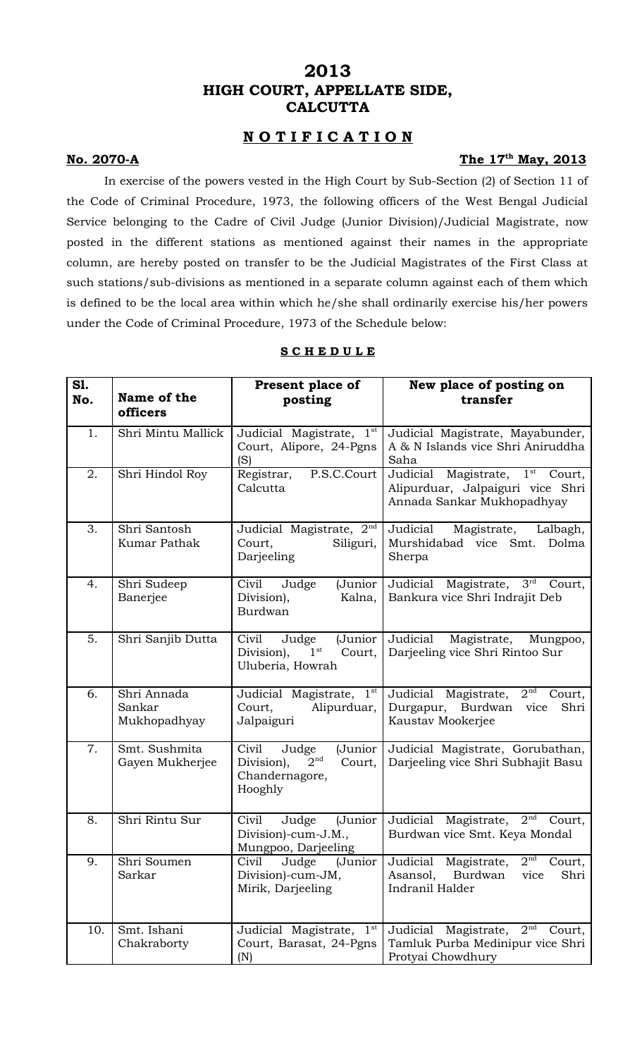# 2013
# HIGH COURT, APPELLATE SIDE, CALCUTTA

## N O T I F I C A T I O N

**No. 2070-A** **The 17th May, 2013**

In exercise of the powers vested in the High Court by Sub-Section (2) of Section 11 of the Code of Criminal Procedure, 1973, the following officers of the West Bengal Judicial Service belonging to the Cadre of Civil Judge (Junior Division)/Judicial Magistrate, now posted in the different stations as mentioned against their names in the appropriate column, are hereby posted on transfer to be the Judicial Magistrates of the First Class at such stations/sub-divisions as mentioned in a separate column against each of them which is defined to be the local area within which he/she shall ordinarily exercise his/her powers under the Code of Criminal Procedure, 1973 of the Schedule below:

**S C H E D U L E**

| Sl. No. | Name of the officers | Present place of posting | New place of posting on transfer |
|---|---|---|---|
| 1. | Shri Mintu Mallick | Judicial Magistrate, 1st Court, Alipore, 24-Pgns (S) | Judicial Magistrate, Mayabunder, A & N Islands vice Shri Aniruddha Saha |
| 2. | Shri Hindol Roy | Registrar, P.S.C.Court Calcutta | Judicial Magistrate, 1st Court, Alipurduar, Jalpaiguri vice Shri Annada Sankar Mukhopadhyay |
| 3. | Shri Santosh Kumar Pathak | Judicial Magistrate, 2nd Court, Siliguri, Darjeeling | Judicial Magistrate, Lalbagh, Murshidabad vice Smt. Dolma Sherpa |
| 4. | Shri Sudeep Banerjee | Civil Judge (Junior Division), Kalna, Burdwan | Judicial Magistrate, 3rd Court, Bankura vice Shri Indrajit Deb |
| 5. | Shri Sanjib Dutta | Civil Judge (Junior Division), 1st Court, Uluberia, Howrah | Judicial Magistrate, Mungpoo, Darjeeling vice Shri Rintoo Sur |
| 6. | Shri Annada Sankar Mukhopadhyay | Judicial Magistrate, 1st Court, Alipurduar, Jalpaiguri | Judicial Magistrate, 2nd Court, Durgapur, Burdwan vice Shri Kaustav Mookerjee |
| 7. | Smt. Sushmita Gayen Mukherjee | Civil Judge (Junior Division), 2nd Court, Chandernagore, Hooghly | Judicial Magistrate, Gorubathan, Darjeeling vice Shri Subhajit Basu |
| 8. | Shri Rintu Sur | Civil Judge (Junior Division)-cum-J.M., Mungpoo, Darjeeling | Judicial Magistrate, 2nd Court, Burdwan vice Smt. Keya Mondal |
| 9. | Shri Soumen Sarkar | Civil Judge (Junior Division)-cum-JM, Mirik, Darjeeling | Judicial Magistrate, 2nd Court, Asansol, Burdwan vice Shri Indranil Halder |
| 10. | Smt. Ishani Chakraborty | Judicial Magistrate, 1st Court, Barasat, 24-Pgns (N) | Judicial Magistrate, 2nd Court, Tamluk Purba Medinipur vice Shri Protyai Chowdhury |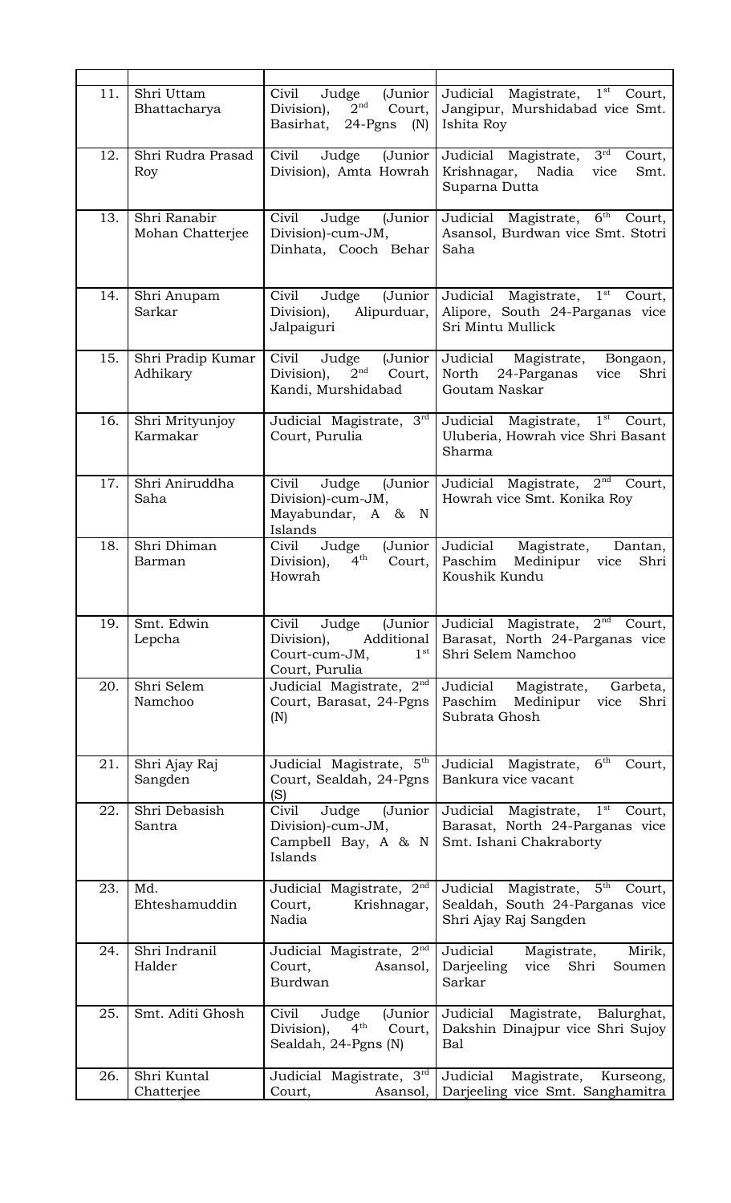| | | | |
|---|---|---|---|
| 11. | Shri Uttam Bhattacharya | Civil Judge (Junior Division), 2nd Court, Basirhat, 24-Pgns (N) | Judicial Magistrate, 1st Court, Jangipur, Murshidabad vice Smt. Ishita Roy |
| 12. | Shri Rudra Prasad Roy | Civil Judge (Junior Division), Amta Howrah | Judicial Magistrate, 3rd Court, Krishnagar, Nadia vice Smt. Suparna Dutta |
| 13. | Shri Ranabir Mohan Chatterjee | Civil Judge (Junior Division)-cum-JM, Dinhata, Cooch Behar | Judicial Magistrate, 6th Court, Asansol, Burdwan vice Smt. Stotri Saha |
| 14. | Shri Anupam Sarkar | Civil Judge (Junior Division), Alipurduar, Jalpaiguri | Judicial Magistrate, 1st Court, Alipore, South 24-Parganas vice Sri Mintu Mullick |
| 15. | Shri Pradip Kumar Adhikary | Civil Judge (Junior Division), 2nd Court, Kandi, Murshidabad | Judicial Magistrate, Bongaon, North 24-Parganas vice Shri Goutam Naskar |
| 16. | Shri Mrityunjoy Karmakar | Judicial Magistrate, 3rd Court, Purulia | Judicial Magistrate, 1st Court, Uluberia, Howrah vice Shri Basant Sharma |
| 17. | Shri Aniruddha Saha | Civil Judge (Junior Division)-cum-JM, Mayabundar, A & N Islands | Judicial Magistrate, 2nd Court, Howrah vice Smt. Konika Roy |
| 18. | Shri Dhiman Barman | Civil Judge (Junior Division), 4th Court, Howrah | Judicial Magistrate, Dantan, Paschim Medinipur vice Shri Koushik Kundu |
| 19. | Smt. Edwin Lepcha | Civil Judge (Junior Division), Additional Court-cum-JM, 1st Court, Purulia | Judicial Magistrate, 2nd Court, Barasat, North 24-Parganas vice Shri Selem Namchoo |
| 20. | Shri Selem Namchoo | Judicial Magistrate, 2nd Court, Barasat, 24-Pgns (N) | Judicial Magistrate, Garbeta, Paschim Medinipur vice Shri Subrata Ghosh |
| 21. | Shri Ajay Raj Sangden | Judicial Magistrate, 5th Court, Sealdah, 24-Pgns (S) | Judicial Magistrate, 6th Court, Bankura vice vacant |
| 22. | Shri Debasish Santra | Civil Judge (Junior Division)-cum-JM, Campbell Bay, A & N Islands | Judicial Magistrate, 1st Court, Barasat, North 24-Parganas vice Smt. Ishani Chakraborty |
| 23. | Md. Ehteshamuddin | Judicial Magistrate, 2nd Court, Krishnagar, Nadia | Judicial Magistrate, 5th Court, Sealdah, South 24-Parganas vice Shri Ajay Raj Sangden |
| 24. | Shri Indranil Halder | Judicial Magistrate, 2nd Court, Asansol, Burdwan | Judicial Magistrate, Mirik, Darjeeling vice Shri Soumen Sarkar |
| 25. | Smt. Aditi Ghosh | Civil Judge (Junior Division), 4th Court, Sealdah, 24-Pgns (N) | Judicial Magistrate, Balurghat, Dakshin Dinajpur vice Shri Sujoy Bal |
| 26. | Shri Kuntal Chatterjee | Judicial Magistrate, 3rd Court, Asansol, | Judicial Magistrate, Kurseong, Darjeeling vice Smt. Sanghamitra |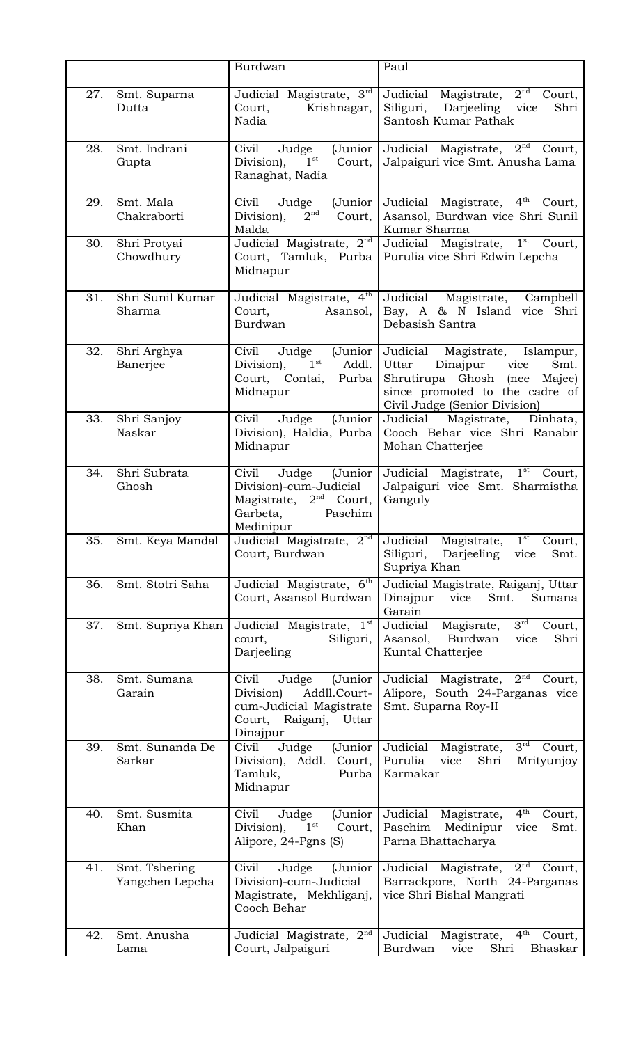| | | | |
|---|---|---|---|
| | | Burdwan | Paul |
| 27. | Smt. Suparna Dutta | Judicial Magistrate, 3rd Court, Krishnagar, Nadia | Judicial Magistrate, 2nd Court, Siliguri, Darjeeling vice Shri Santosh Kumar Pathak |
| 28. | Smt. Indrani Gupta | Civil Judge (Junior Division), 1st Court, Ranaghat, Nadia | Judicial Magistrate, 2nd Court, Jalpaiguri vice Smt. Anusha Lama |
| 29. | Smt. Mala Chakraborti | Civil Judge (Junior Division), 2nd Court, Malda | Judicial Magistrate, 4th Court, Asansol, Burdwan vice Shri Sunil Kumar Sharma |
| 30. | Shri Protyai Chowdhury | Judicial Magistrate, 2nd Court, Tamluk, Purba Midnapur | Judicial Magistrate, 1st Court, Purulia vice Shri Edwin Lepcha |
| 31. | Shri Sunil Kumar Sharma | Judicial Magistrate, 4th Court, Asansol, Burdwan | Judicial Magistrate, Campbell Bay, A & N Island vice Shri Debasish Santra |
| 32. | Shri Arghya Banerjee | Civil Judge (Junior Division), 1st Addl. Court, Contai, Purba Midnapur | Judicial Magistrate, Islampur, Uttar Dinajpur vice Smt. Shrutirupa Ghosh (nee Majee) since promoted to the cadre of Civil Judge (Senior Division) |
| 33. | Shri Sanjoy Naskar | Civil Judge (Junior Division), Haldia, Purba Midnapur | Judicial Magistrate, Dinhata, Cooch Behar vice Shri Ranabir Mohan Chatterjee |
| 34. | Shri Subrata Ghosh | Civil Judge (Junior Division)-cum-Judicial Magistrate, 2nd Court, Garbeta, Paschim Medinipur | Judicial Magistrate, 1st Court, Jalpaiguri vice Smt. Sharmistha Ganguly |
| 35. | Smt. Keya Mandal | Judicial Magistrate, 2nd Court, Burdwan | Judicial Magistrate, 1st Court, Siliguri, Darjeeling vice Smt. Supriya Khan |
| 36. | Smt. Stotri Saha | Judicial Magistrate, 6th Court, Asansol Burdwan | Judicial Magistrate, Raiganj, Uttar Dinajpur vice Smt. Sumana Garain |
| 37. | Smt. Supriya Khan | Judicial Magistrate, 1st court, Siliguri, Darjeeling | Judicial Magisrate, 3rd Court, Asansol, Burdwan vice Shri Kuntal Chatterjee |
| 38. | Smt. Sumana Garain | Civil Judge (Junior Division) Addll.Court-cum-Judicial Magistrate Court, Raiganj, Uttar Dinajpur | Judicial Magistrate, 2nd Court, Alipore, South 24-Parganas vice Smt. Suparna Roy-II |
| 39. | Smt. Sunanda De Sarkar | Civil Judge (Junior Division), Addl. Court, Tamluk, Purba Midnapur | Judicial Magistrate, 3rd Court, Purulia vice Shri Mrityunjoy Karmakar |
| 40. | Smt. Susmita Khan | Civil Judge (Junior Division), 1st Court, Alipore, 24-Pgns (S) | Judicial Magistrate, 4th Court, Paschim Medinipur vice Smt. Parna Bhattacharya |
| 41. | Smt. Tshering Yangchen Lepcha | Civil Judge (Junior Division)-cum-Judicial Magistrate, Mekhliganj, Cooch Behar | Judicial Magistrate, 2nd Court, Barrackpore, North 24-Parganas vice Shri Bishal Mangrati |
| 42. | Smt. Anusha Lama | Judicial Magistrate, 2nd Court, Jalpaiguri | Judicial Magistrate, 4th Court, Burdwan vice Shri Bhaskar |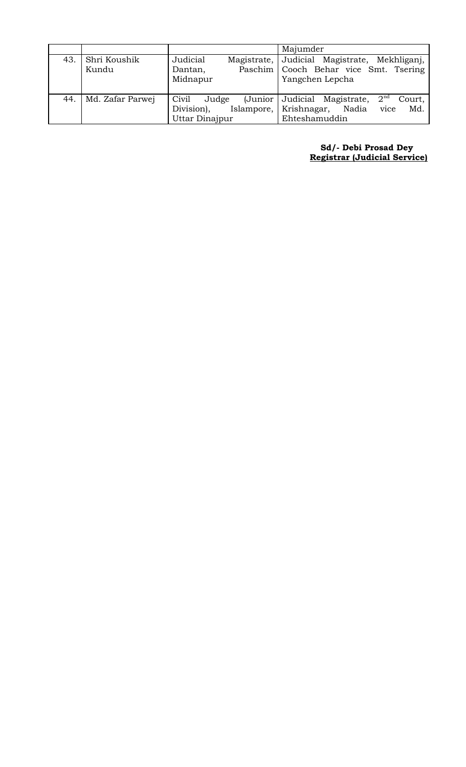| | | | |
|---|---|---|---|
| | | | Majumder |
| 43. | Shri Koushik Kundu | Judicial Magistrate, Dantan, Paschim Midnapur | Judicial Magistrate, Mekhliganj, Cooch Behar vice Smt. Tsering Yangchen Lepcha |
| 44. | Md. Zafar Parwej | Civil Judge (Junior Division), Islampore, Uttar Dinajpur | Judicial Magistrate, 2nd Court, Krishnagar, Nadia vice Md. Ehteshamuddin |

**Sd/- Debi Prosad Dey**
**Registrar (Judicial Service)**